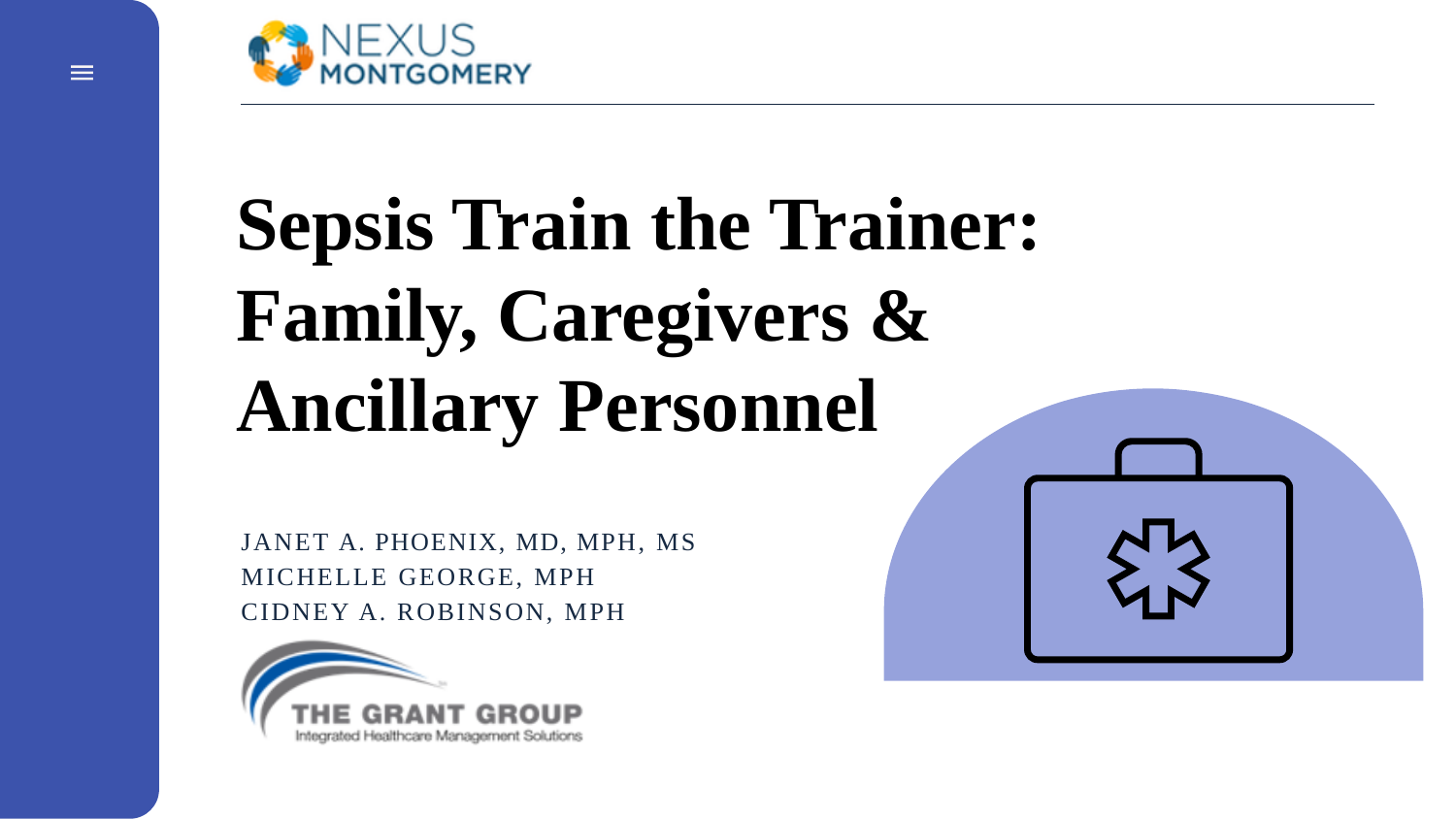NEXUS MONTGOMERY

# Sepsis Train the Trainer: Family, Caregivers & Ancillary Personnel

JANET A. PHOENIX, MD, MPH, MS
MICHELLE GEORGE, MPH
CIDNEY A. ROBINSON, MPH

THE GRANT GROUP
Integrated Healthcare Management Solutions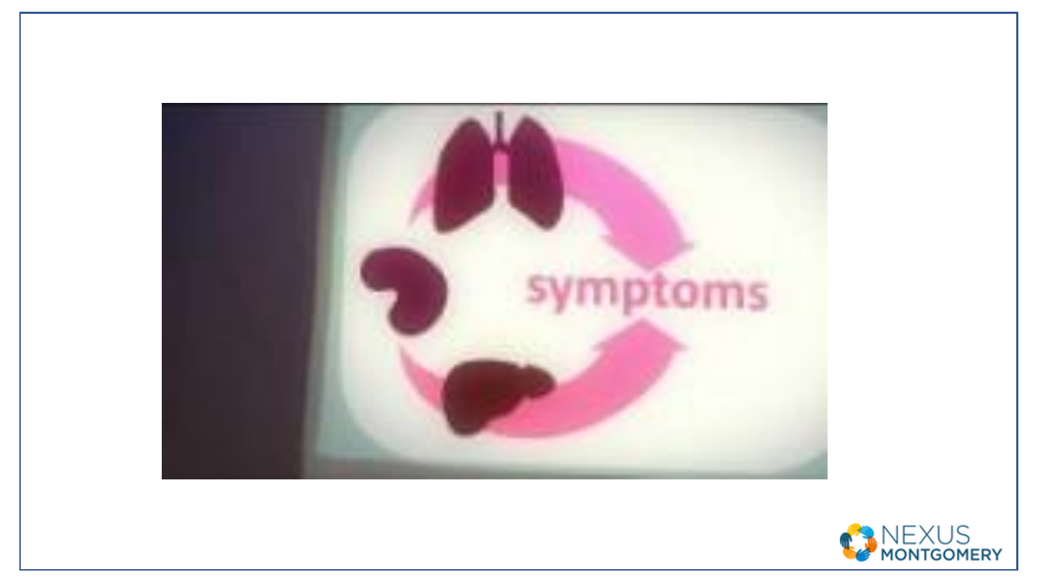symptoms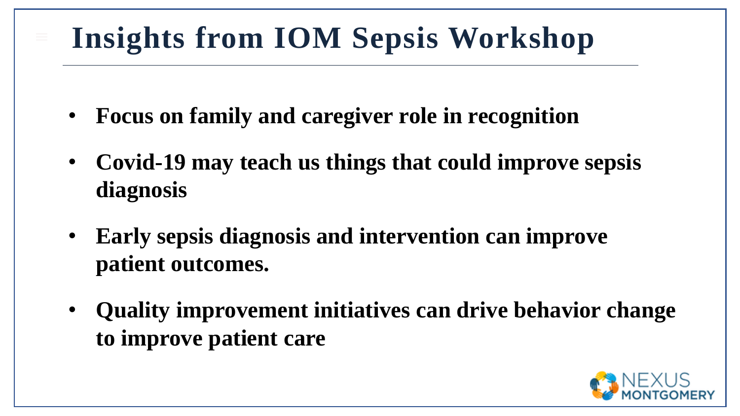# Insights from IOM Sepsis Workshop

- **Focus on family and caregiver role in recognition**
- **Covid-19 may teach us things that could improve sepsis diagnosis**
- **Early sepsis diagnosis and intervention can improve patient outcomes.**
- **Quality improvement initiatives can drive behavior change to improve patient care**

NEXUS MONTGOMERY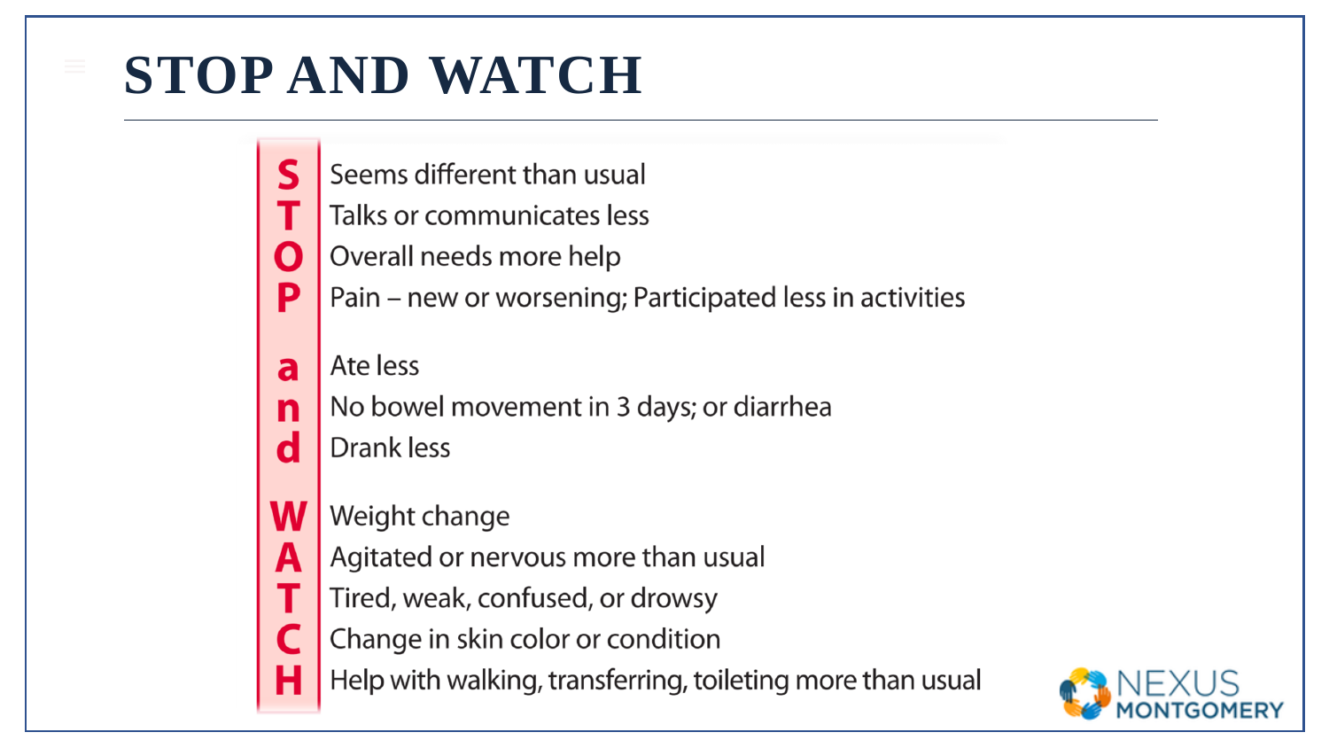# STOP AND WATCH

- **S** Seems different than usual
- **T** Talks or communicates less
- **O** Overall needs more help
- **P** Pain – new or worsening; Participated less in activities

- **a** Ate less
- **n** No bowel movement in 3 days; or diarrhea
- **d** Drank less

- **W** Weight change
- **A** Agitated or nervous more than usual
- **T** Tired, weak, confused, or drowsy
- **C** Change in skin color or condition
- **H** Help with walking, transferring, toileting more than usual

NEXUS MONTGOMERY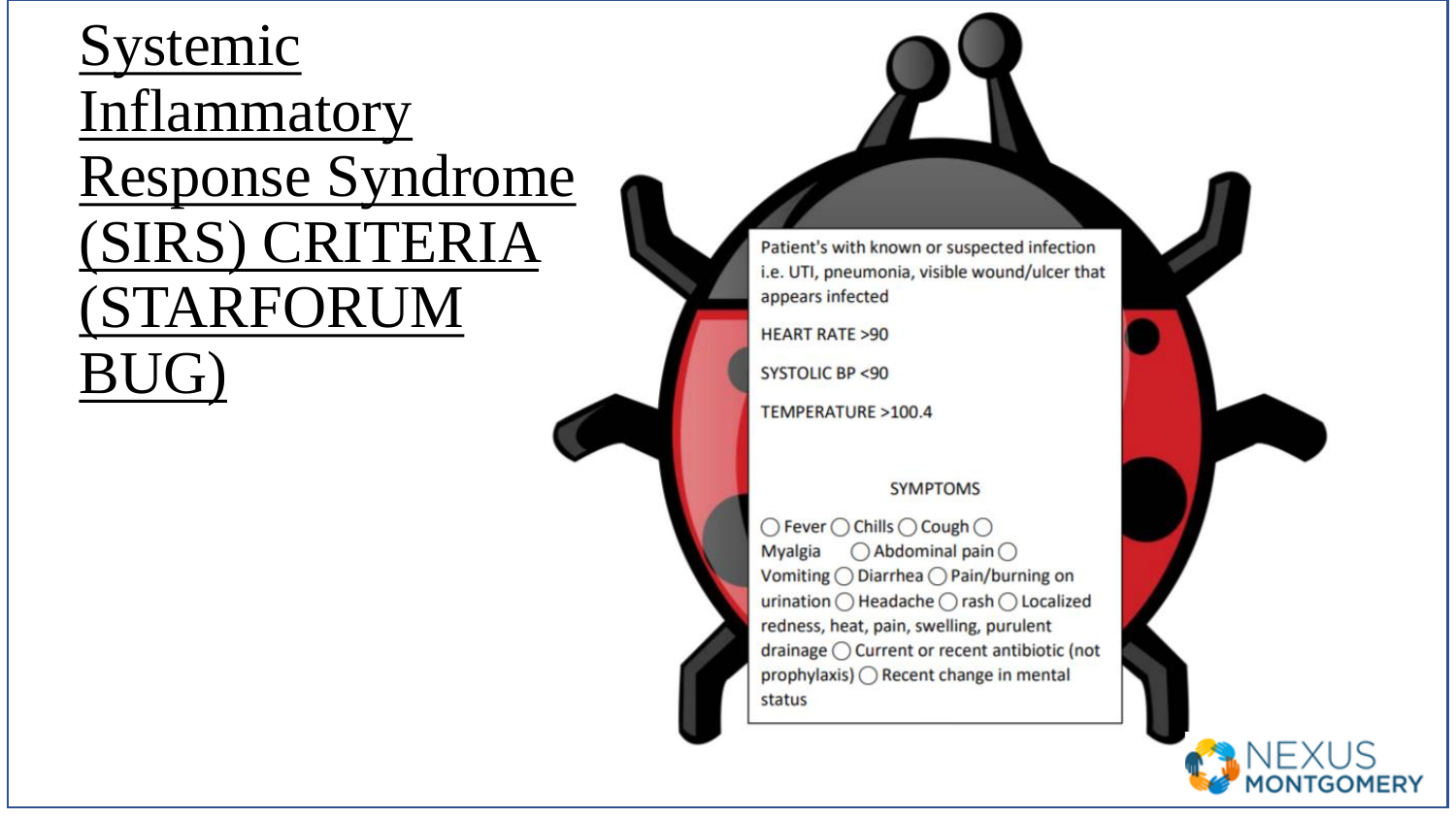# Systemic Inflammatory Response Syndrome (SIRS) CRITERIA (STARFORUM BUG)

Patient's with known or suspected infection i.e. UTI, pneumonia, visible wound/ulcer that appears infected

HEART RATE >90

SYSTOLIC BP <90

TEMPERATURE >100.4

SYMPTOMS

◯ Fever ◯ Chills ◯ Cough ◯ Myalgia ◯ Abdominal pain ◯ Vomiting ◯ Diarrhea ◯ Pain/burning on urination ◯ Headache ◯ rash ◯ Localized redness, heat, pain, swelling, purulent drainage ◯ Current or recent antibiotic (not prophylaxis) ◯ Recent change in mental status

NEXUS MONTGOMERY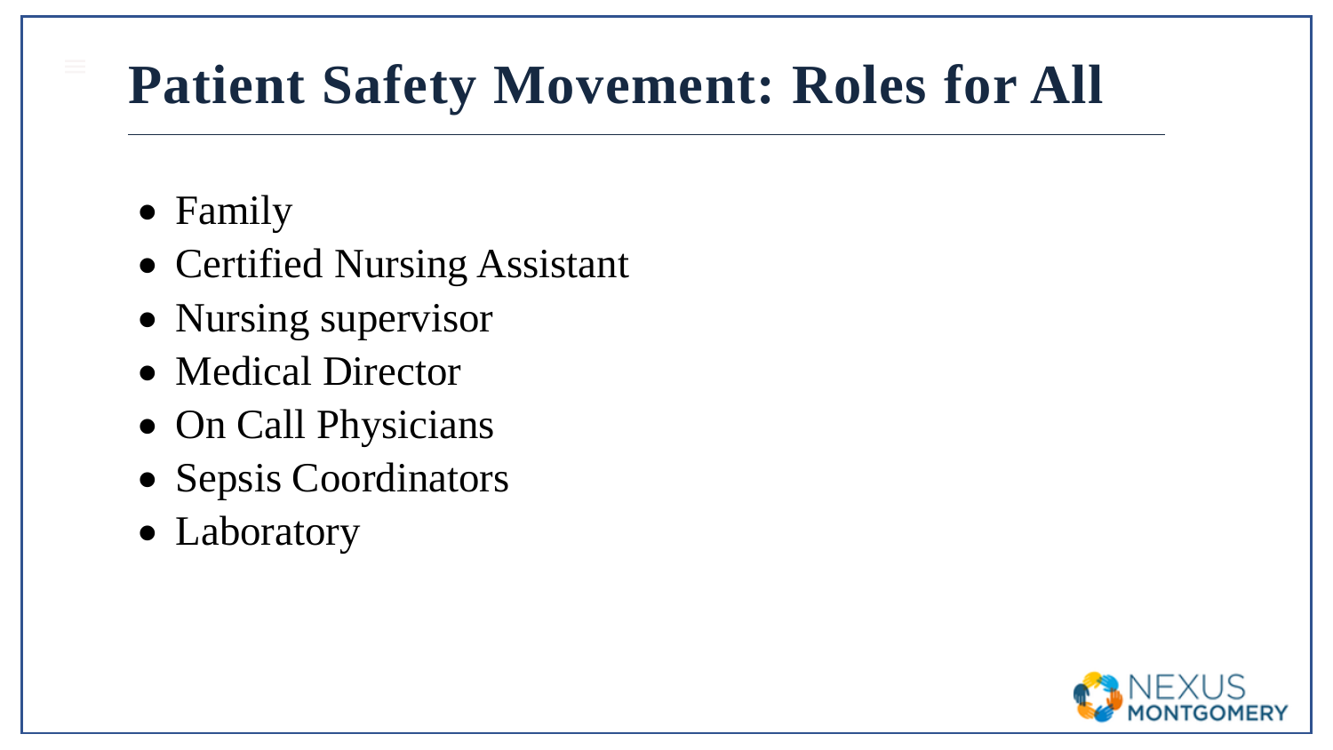# Patient Safety Movement: Roles for All

- Family
- Certified Nursing Assistant
- Nursing supervisor
- Medical Director
- On Call Physicians
- Sepsis Coordinators
- Laboratory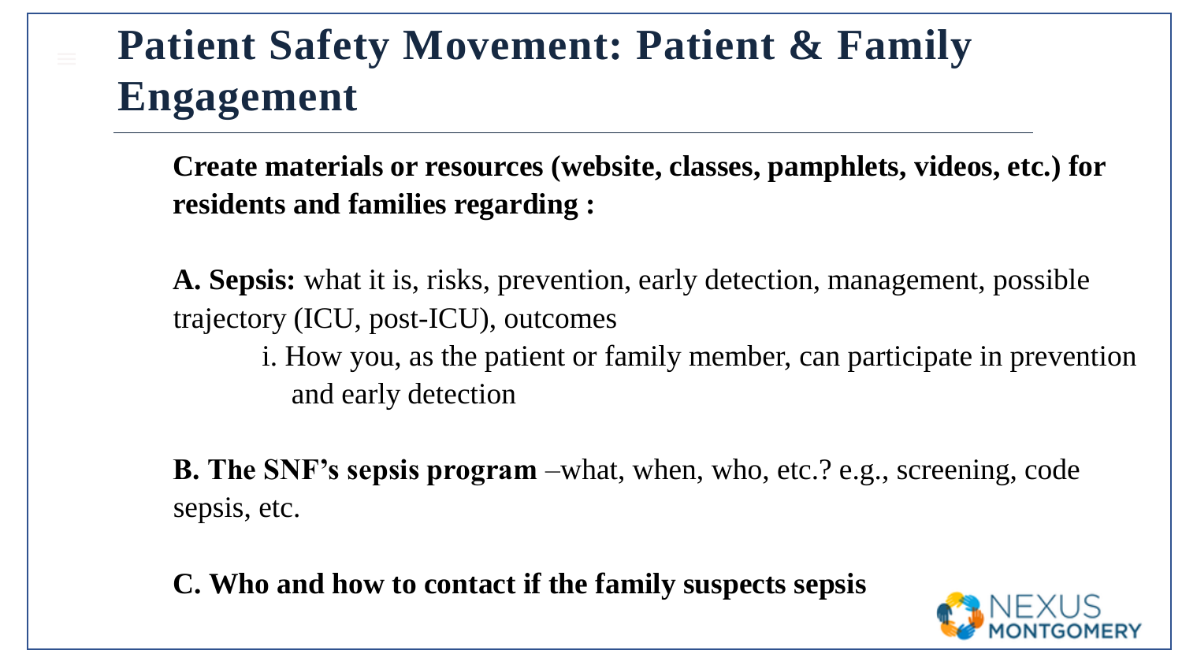# Patient Safety Movement: Patient & Family Engagement

**Create materials or resources (website, classes, pamphlets, videos, etc.) for residents and families regarding :**

**A. Sepsis:** what it is, risks, prevention, early detection, management, possible trajectory (ICU, post-ICU), outcomes

i. How you, as the patient or family member, can participate in prevention and early detection

**B. The SNF's sepsis program** –what, when, who, etc.? e.g., screening, code sepsis, etc.

**C. Who and how to contact if the family suspects sepsis**

NEXUS MONTGOMERY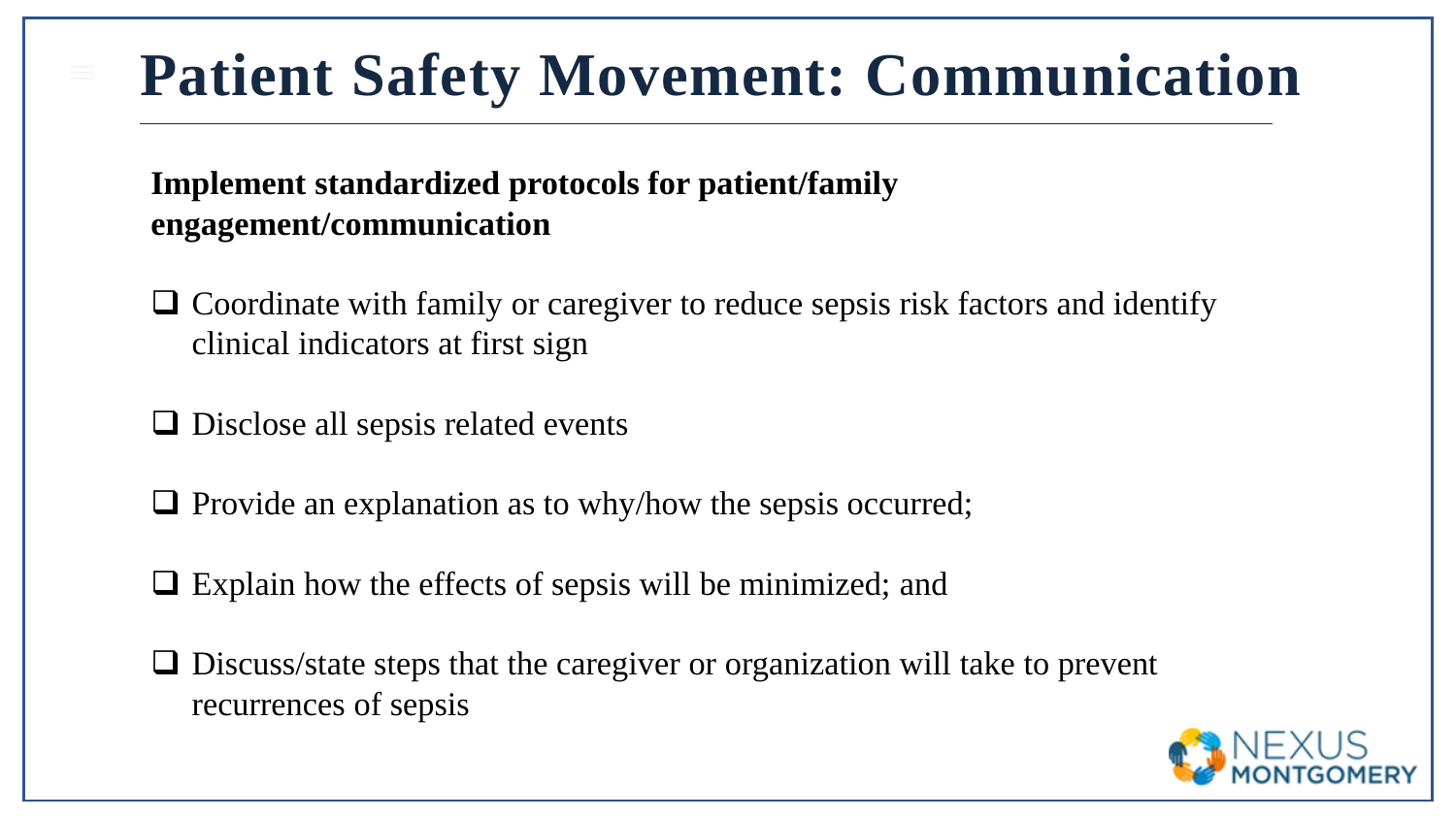# Patient Safety Movement: Communication

**Implement standardized protocols for patient/family engagement/communication**

- [ ] Coordinate with family or caregiver to reduce sepsis risk factors and identify clinical indicators at first sign
- [ ] Disclose all sepsis related events
- [ ] Provide an explanation as to why/how the sepsis occurred;
- [ ] Explain how the effects of sepsis will be minimized; and
- [ ] Discuss/state steps that the caregiver or organization will take to prevent recurrences of sepsis

NEXUS MONTGOMERY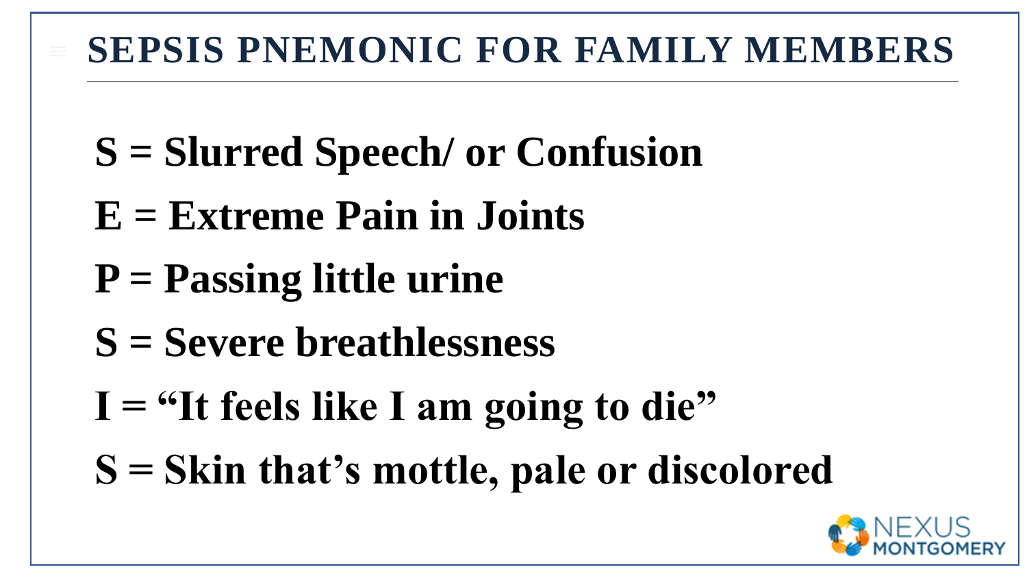# SEPSIS PNEMONIC FOR FAMILY MEMBERS

**S = Slurred Speech/ or Confusion**

**E = Extreme Pain in Joints**

**P = Passing little urine**

**S = Severe breathlessness**

**I = "It feels like I am going to die"**

**S = Skin that's mottle, pale or discolored**

NEXUS MONTGOMERY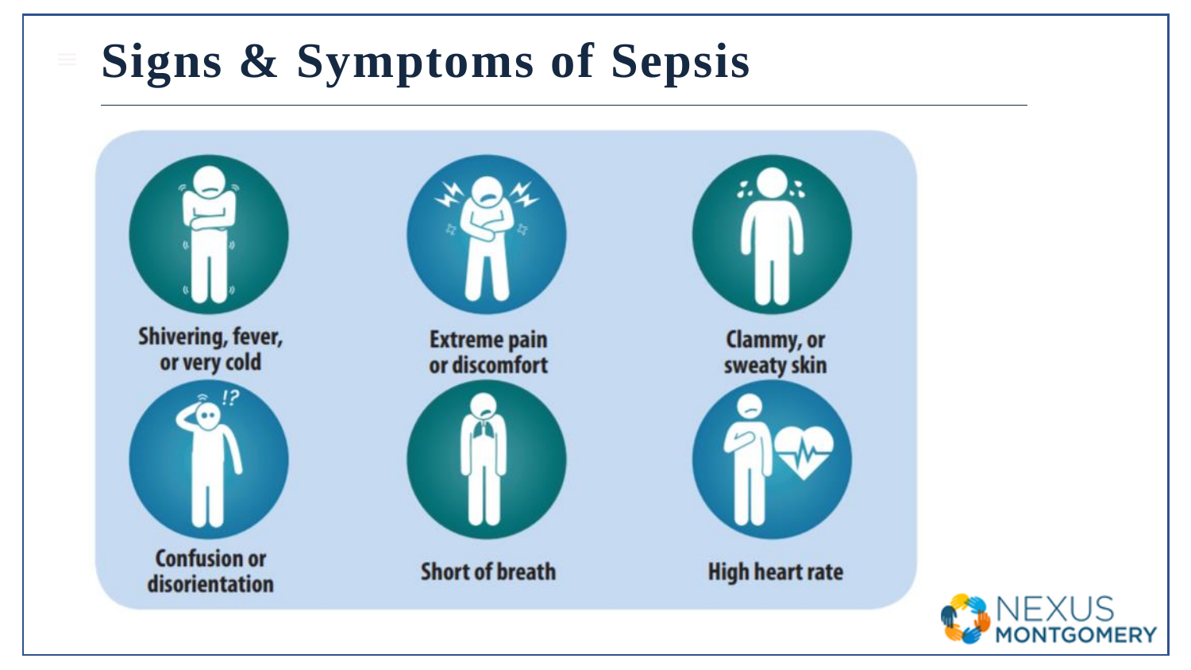# Signs & Symptoms of Sepsis

- Shivering, fever, or very cold
- Extreme pain or discomfort
- Clammy, or sweaty skin
- Confusion or disorientation
- Short of breath
- High heart rate